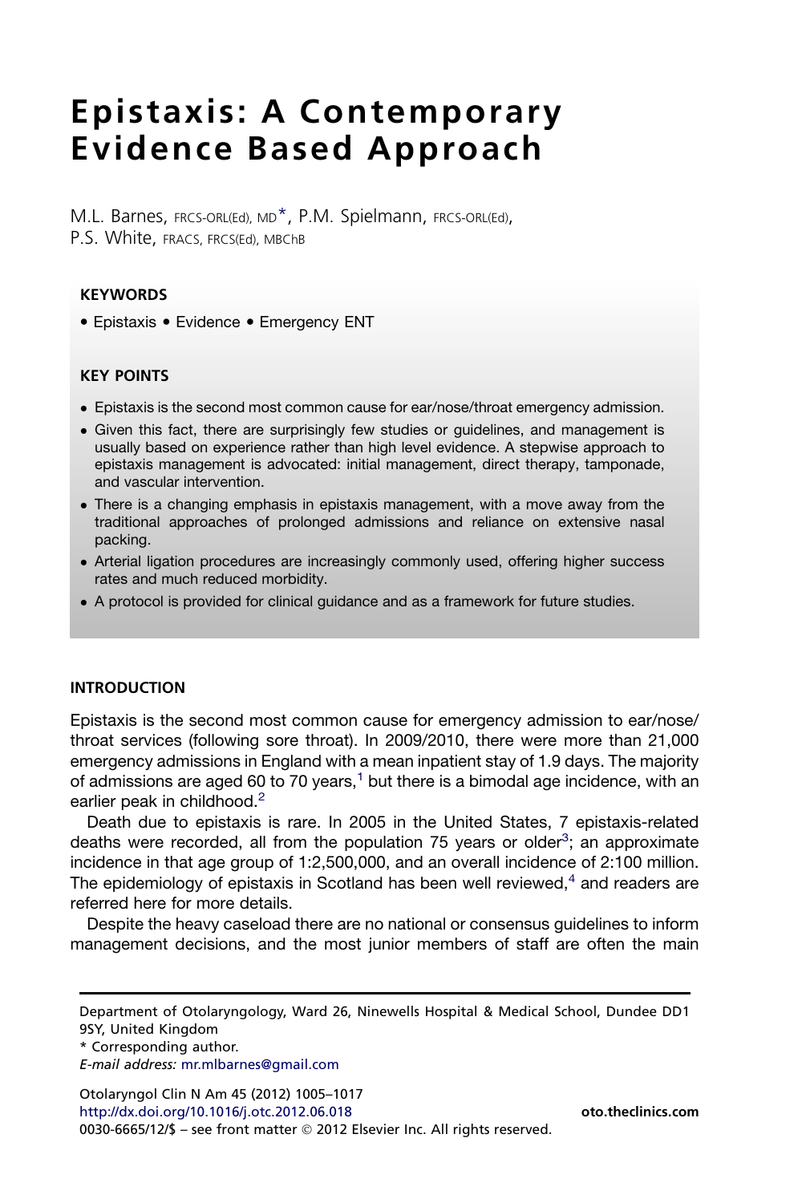# Epistaxis: A Contemporary Evidence Based Approach

M.L. Barnes, FRCS-ORL(Ed), MD*, P.M. Spielmann, FRCS-ORL(Ed), P.S. White, FRACS, FRCS(Ed), MBChB

**KEYWORDS**

- Epistaxis • Evidence • Emergency ENT

**KEY POINTS**

- Epistaxis is the second most common cause for ear/nose/throat emergency admission.
- Given this fact, there are surprisingly few studies or guidelines, and management is usually based on experience rather than high level evidence. A stepwise approach to epistaxis management is advocated: initial management, direct therapy, tamponade, and vascular intervention.
- There is a changing emphasis in epistaxis management, with a move away from the traditional approaches of prolonged admissions and reliance on extensive nasal packing.
- Arterial ligation procedures are increasingly commonly used, offering higher success rates and much reduced morbidity.
- A protocol is provided for clinical guidance and as a framework for future studies.

## INTRODUCTION

Epistaxis is the second most common cause for emergency admission to ear/nose/throat services (following sore throat). In 2009/2010, there were more than 21,000 emergency admissions in England with a mean inpatient stay of 1.9 days. The majority of admissions are aged 60 to 70 years,[1] but there is a bimodal age incidence, with an earlier peak in childhood.[2]

Death due to epistaxis is rare. In 2005 in the United States, 7 epistaxis-related deaths were recorded, all from the population 75 years or older[3]; an approximate incidence in that age group of 1:2,500,000, and an overall incidence of 2:100 million. The epidemiology of epistaxis in Scotland has been well reviewed,[4] and readers are referred here for more details.

Despite the heavy caseload there are no national or consensus guidelines to inform management decisions, and the most junior members of staff are often the main

Department of Otolaryngology, Ward 26, Ninewells Hospital & Medical School, Dundee DD1 9SY, United Kingdom

* Corresponding author.

*E-mail address:* mr.mlbarnes@gmail.com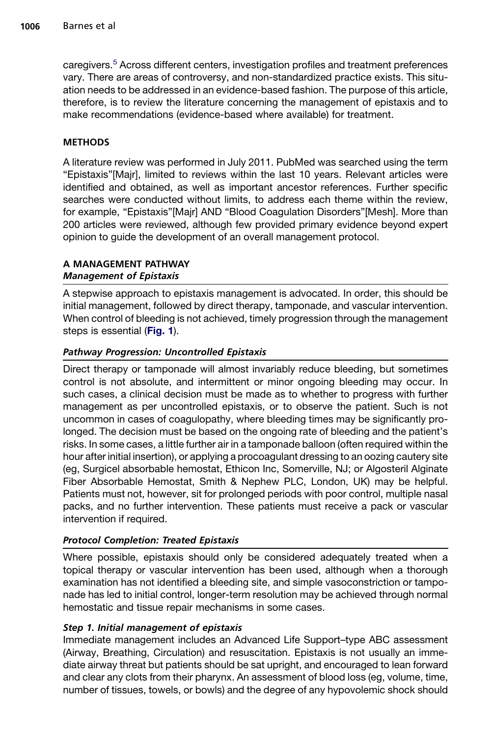caregivers.[5] Across different centers, investigation profiles and treatment preferences vary. There are areas of controversy, and non-standardized practice exists. This situation needs to be addressed in an evidence-based fashion. The purpose of this article, therefore, is to review the literature concerning the management of epistaxis and to make recommendations (evidence-based where available) for treatment.

## METHODS

A literature review was performed in July 2011. PubMed was searched using the term "Epistaxis"[Majr], limited to reviews within the last 10 years. Relevant articles were identified and obtained, as well as important ancestor references. Further specific searches were conducted without limits, to address each theme within the review, for example, "Epistaxis"[Majr] AND "Blood Coagulation Disorders"[Mesh]. More than 200 articles were reviewed, although few provided primary evidence beyond expert opinion to guide the development of an overall management protocol.

## A MANAGEMENT PATHWAY

### *Management of Epistaxis*

A stepwise approach to epistaxis management is advocated. In order, this should be initial management, followed by direct therapy, tamponade, and vascular intervention. When control of bleeding is not achieved, timely progression through the management steps is essential (**Fig. 1**).

### *Pathway Progression: Uncontrolled Epistaxis*

Direct therapy or tamponade will almost invariably reduce bleeding, but sometimes control is not absolute, and intermittent or minor ongoing bleeding may occur. In such cases, a clinical decision must be made as to whether to progress with further management as per uncontrolled epistaxis, or to observe the patient. Such is not uncommon in cases of coagulopathy, where bleeding times may be significantly prolonged. The decision must be based on the ongoing rate of bleeding and the patient's risks. In some cases, a little further air in a tamponade balloon (often required within the hour after initial insertion), or applying a procoagulant dressing to an oozing cautery site (eg, Surgicel absorbable hemostat, Ethicon Inc, Somerville, NJ; or Algosteril Alginate Fiber Absorbable Hemostat, Smith & Nephew PLC, London, UK) may be helpful. Patients must not, however, sit for prolonged periods with poor control, multiple nasal packs, and no further intervention. These patients must receive a pack or vascular intervention if required.

### *Protocol Completion: Treated Epistaxis*

Where possible, epistaxis should only be considered adequately treated when a topical therapy or vascular intervention has been used, although when a thorough examination has not identified a bleeding site, and simple vasoconstriction or tamponade has led to initial control, longer-term resolution may be achieved through normal hemostatic and tissue repair mechanisms in some cases.

#### *Step 1. Initial management of epistaxis*

Immediate management includes an Advanced Life Support–type ABC assessment (Airway, Breathing, Circulation) and resuscitation. Epistaxis is not usually an immediate airway threat but patients should be sat upright, and encouraged to lean forward and clear any clots from their pharynx. An assessment of blood loss (eg, volume, time, number of tissues, towels, or bowls) and the degree of any hypovolemic shock should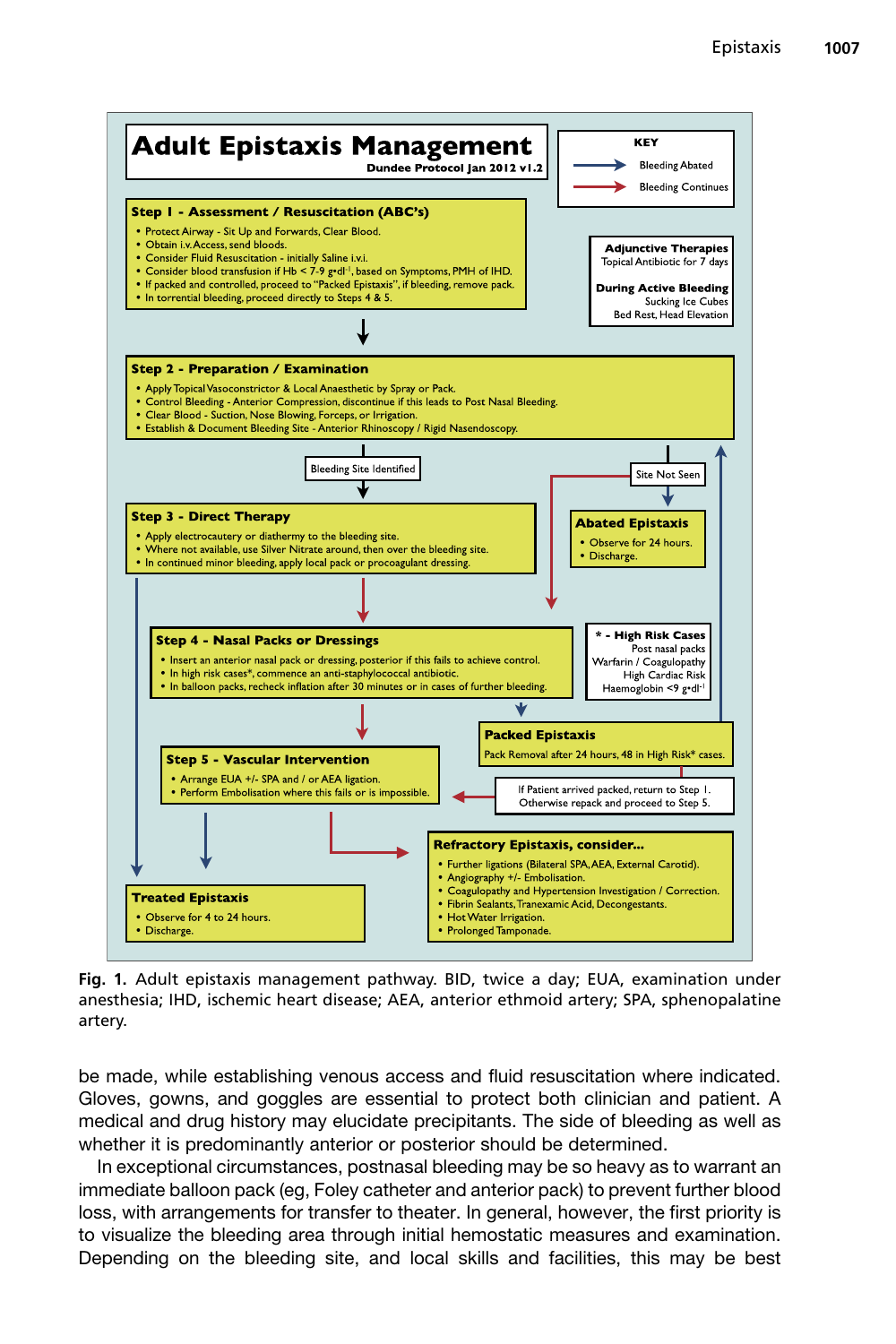# Adult Epistaxis Management

**Dundee Protocol Jan 2012 v1.2**

**KEY**
- Bleeding Abated
- Bleeding Continues

**Step 1 - Assessment / Resuscitation (ABC's)**
- Protect Airway - Sit Up and Forwards, Clear Blood.
- Obtain i.v. Access, send bloods.
- Consider Fluid Resuscitation - initially Saline i.v.i.
- Consider blood transfusion if Hb < 7-9 g•dl$^{-1}$, based on Symptoms, PMH of IHD.
- If packed and controlled, proceed to "Packed Epistaxis", if bleeding, remove pack.
- In torrential bleeding, proceed directly to Steps 4 & 5.

**Adjunctive Therapies**
Topical Antibiotic for 7 days

**During Active Bleeding**
Sucking Ice Cubes
Bed Rest, Head Elevation

**Step 2 - Preparation / Examination**
- Apply Topical Vasoconstrictor & Local Anaesthetic by Spray or Pack.
- Control Bleeding - Anterior Compression, discontinue if this leads to Post Nasal Bleeding.
- Clear Blood - Suction, Nose Blowing, Forceps, or Irrigation.
- Establish & Document Bleeding Site - Anterior Rhinoscopy / Rigid Nasendoscopy.

Bleeding Site Identified

Site Not Seen

**Step 3 - Direct Therapy**
- Apply electrocautery or diathermy to the bleeding site.
- Where not available, use Silver Nitrate around, then over the bleeding site.
- In continued minor bleeding, apply local pack or procoagulant dressing.

**Abated Epistaxis**
- Observe for 24 hours.
- Discharge.

**Step 4 - Nasal Packs or Dressings**
- Insert an anterior nasal pack or dressing, posterior if this fails to achieve control.
- In high risk cases*, commence an anti-staphylococcal antibiotic.
- In balloon packs, recheck inflation after 30 minutes or in cases of further bleeding.

**\* - High Risk Cases**
Post nasal packs
Warfarin / Coagulopathy
High Cardiac Risk
Haemoglobin <9 g•dl$^{-1}$

**Packed Epistaxis**
Pack Removal after 24 hours, 48 in High Risk* cases.

**Step 5 - Vascular Intervention**
- Arrange EUA +/- SPA and / or AEA ligation.
- Perform Embolisation where this fails or is impossible.

If Patient arrived packed, return to Step 1.
Otherwise repack and proceed to Step 5.

**Refractory Epistaxis, consider...**
- Further ligations (Bilateral SPA, AEA, External Carotid).
- Angiography +/- Embolisation.
- Coagulopathy and Hypertension Investigation / Correction.
- Fibrin Sealants, Tranexamic Acid, Decongestants.
- Hot Water Irrigation.
- Prolonged Tamponade.

**Treated Epistaxis**
- Observe for 4 to 24 hours.
- Discharge.

**Fig. 1.** Adult epistaxis management pathway. BID, twice a day; EUA, examination under anesthesia; IHD, ischemic heart disease; AEA, anterior ethmoid artery; SPA, sphenopalatine artery.

be made, while establishing venous access and fluid resuscitation where indicated. Gloves, gowns, and goggles are essential to protect both clinician and patient. A medical and drug history may elucidate precipitants. The side of bleeding as well as whether it is predominantly anterior or posterior should be determined.

In exceptional circumstances, postnasal bleeding may be so heavy as to warrant an immediate balloon pack (eg, Foley catheter and anterior pack) to prevent further blood loss, with arrangements for transfer to theater. In general, however, the first priority is to visualize the bleeding area through initial hemostatic measures and examination. Depending on the bleeding site, and local skills and facilities, this may be best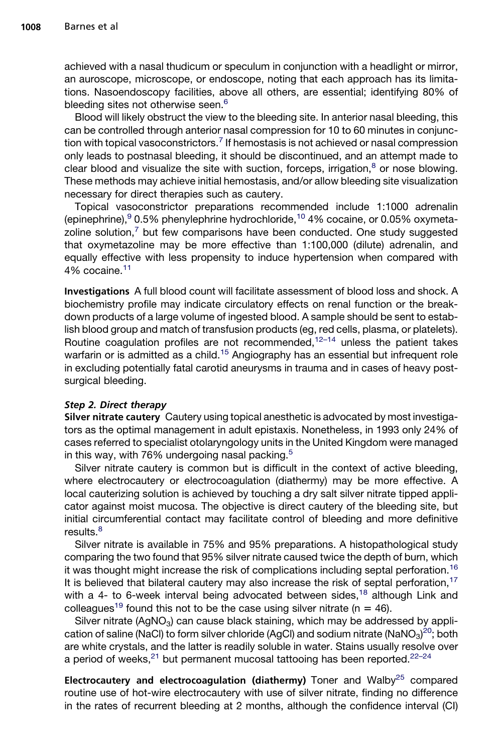achieved with a nasal thudicum or speculum in conjunction with a headlight or mirror, an auroscope, microscope, or endoscope, noting that each approach has its limitations. Nasoendoscopy facilities, above all others, are essential; identifying 80% of bleeding sites not otherwise seen.[6]

Blood will likely obstruct the view to the bleeding site. In anterior nasal bleeding, this can be controlled through anterior nasal compression for 10 to 60 minutes in conjunction with topical vasoconstrictors.[7] If hemostasis is not achieved or nasal compression only leads to postnasal bleeding, it should be discontinued, and an attempt made to clear blood and visualize the site with suction, forceps, irrigation,[8] or nose blowing. These methods may achieve initial hemostasis, and/or allow bleeding site visualization necessary for direct therapies such as cautery.

Topical vasoconstrictor preparations recommended include 1:1000 adrenalin (epinephrine),[9] 0.5% phenylephrine hydrochloride,[10] 4% cocaine, or 0.05% oxymetazoline solution,[7] but few comparisons have been conducted. One study suggested that oxymetazoline may be more effective than 1:100,000 (dilute) adrenalin, and equally effective with less propensity to induce hypertension when compared with 4% cocaine.[11]

**Investigations** A full blood count will facilitate assessment of blood loss and shock. A biochemistry profile may indicate circulatory effects on renal function or the breakdown products of a large volume of ingested blood. A sample should be sent to establish blood group and match of transfusion products (eg, red cells, plasma, or platelets). Routine coagulation profiles are not recommended,[12–14] unless the patient takes warfarin or is admitted as a child.[15] Angiography has an essential but infrequent role in excluding potentially fatal carotid aneurysms in trauma and in cases of heavy post-surgical bleeding.

### *Step 2. Direct therapy*

**Silver nitrate cautery** Cautery using topical anesthetic is advocated by most investigators as the optimal management in adult epistaxis. Nonetheless, in 1993 only 24% of cases referred to specialist otolaryngology units in the United Kingdom were managed in this way, with 76% undergoing nasal packing.[5]

Silver nitrate cautery is common but is difficult in the context of active bleeding, where electrocautery or electrocoagulation (diathermy) may be more effective. A local cauterizing solution is achieved by touching a dry salt silver nitrate tipped applicator against moist mucosa. The objective is direct cautery of the bleeding site, but initial circumferential contact may facilitate control of bleeding and more definitive results.[8]

Silver nitrate is available in 75% and 95% preparations. A histopathological study comparing the two found that 95% silver nitrate caused twice the depth of burn, which it was thought might increase the risk of complications including septal perforation.[16] It is believed that bilateral cautery may also increase the risk of septal perforation,[17] with a 4- to 6-week interval being advocated between sides,[18] although Link and colleagues[19] found this not to be the case using silver nitrate ($n = 46$).

Silver nitrate ($AgNO_3$) can cause black staining, which may be addressed by application of saline ($NaCl$) to form silver chloride ($AgCl$) and sodium nitrate ($NaNO_3$)[20]; both are white crystals, and the latter is readily soluble in water. Stains usually resolve over a period of weeks,[21] but permanent mucosal tattooing has been reported.[22–24]

**Electrocautery and electrocoagulation (diathermy)** Toner and Walby[25] compared routine use of hot-wire electrocautery with use of silver nitrate, finding no difference in the rates of recurrent bleeding at 2 months, although the confidence interval (CI)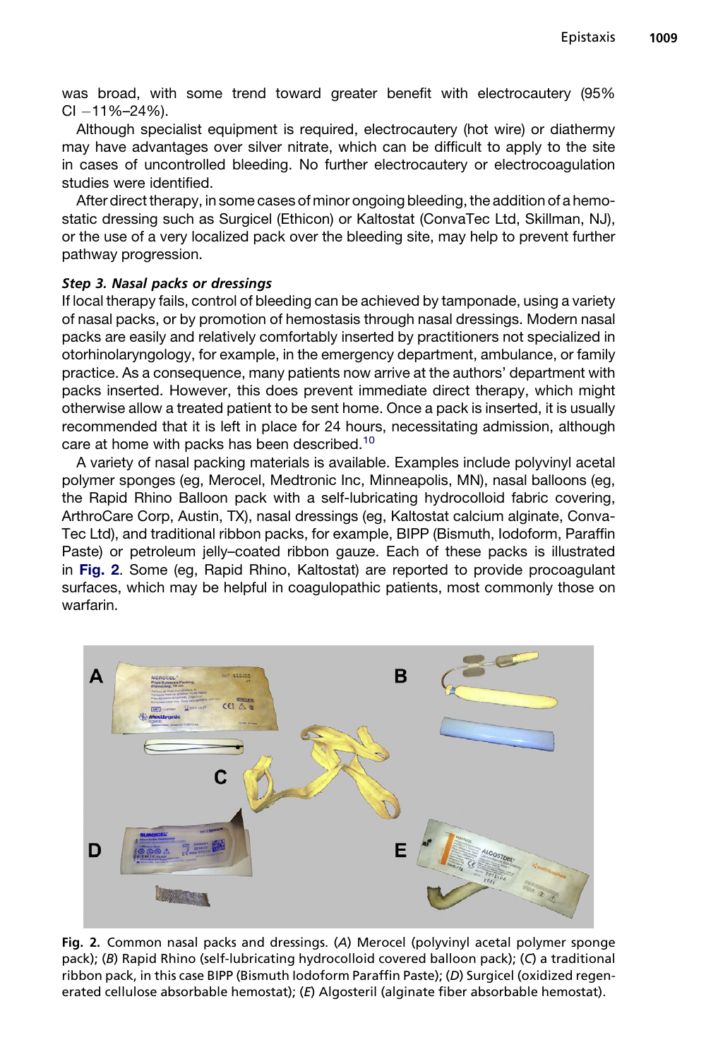was broad, with some trend toward greater benefit with electrocautery (95% CI −11%–24%).

Although specialist equipment is required, electrocautery (hot wire) or diathermy may have advantages over silver nitrate, which can be difficult to apply to the site in cases of uncontrolled bleeding. No further electrocautery or electrocoagulation studies were identified.

After direct therapy, in some cases of minor ongoing bleeding, the addition of a hemostatic dressing such as Surgicel (Ethicon) or Kaltostat (ConvaTec Ltd, Skillman, NJ), or the use of a very localized pack over the bleeding site, may help to prevent further pathway progression.

### *Step 3. Nasal packs or dressings*

If local therapy fails, control of bleeding can be achieved by tamponade, using a variety of nasal packs, or by promotion of hemostasis through nasal dressings. Modern nasal packs are easily and relatively comfortably inserted by practitioners not specialized in otorhinolaryngology, for example, in the emergency department, ambulance, or family practice. As a consequence, many patients now arrive at the authors' department with packs inserted. However, this does prevent immediate direct therapy, which might otherwise allow a treated patient to be sent home. Once a pack is inserted, it is usually recommended that it is left in place for 24 hours, necessitating admission, although care at home with packs has been described.[10]

A variety of nasal packing materials is available. Examples include polyvinyl acetal polymer sponges (eg, Merocel, Medtronic Inc, Minneapolis, MN), nasal balloons (eg, the Rapid Rhino Balloon pack with a self-lubricating hydrocolloid fabric covering, ArthroCare Corp, Austin, TX), nasal dressings (eg, Kaltostat calcium alginate, ConvaTec Ltd), and traditional ribbon packs, for example, BIPP (Bismuth, Iodoform, Paraffin Paste) or petroleum jelly–coated ribbon gauze. Each of these packs is illustrated in **Fig. 2**. Some (eg, Rapid Rhino, Kaltostat) are reported to provide procoagulant surfaces, which may be helpful in coagulopathic patients, most commonly those on warfarin.

**Fig. 2.** Common nasal packs and dressings. (*A*) Merocel (polyvinyl acetal polymer sponge pack); (*B*) Rapid Rhino (self-lubricating hydrocolloid covered balloon pack); (*C*) a traditional ribbon pack, in this case BIPP (Bismuth Iodoform Paraffin Paste); (*D*) Surgicel (oxidized regenerated cellulose absorbable hemostat); (*E*) Algosteril (alginate fiber absorbable hemostat).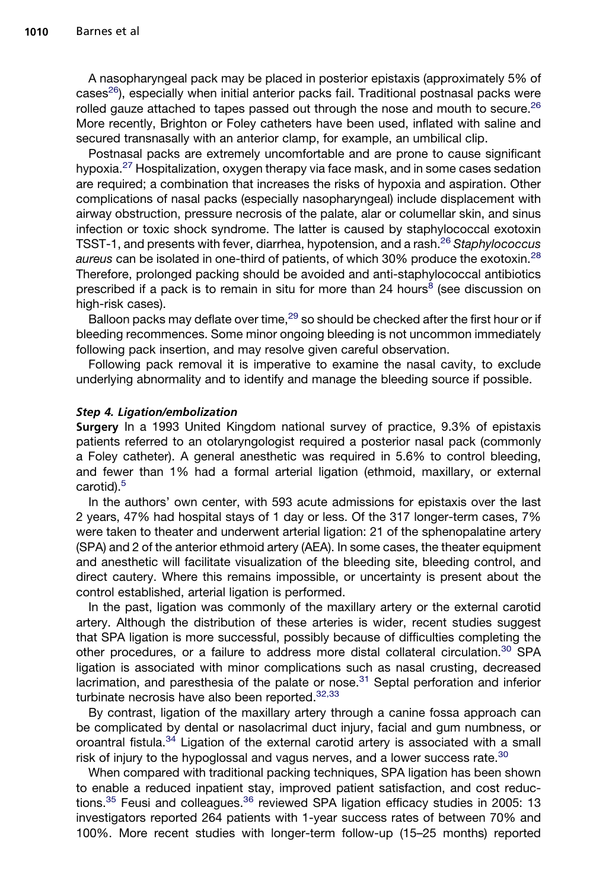A nasopharyngeal pack may be placed in posterior epistaxis (approximately 5% of cases[26]), especially when initial anterior packs fail. Traditional postnasal packs were rolled gauze attached to tapes passed out through the nose and mouth to secure.[26] More recently, Brighton or Foley catheters have been used, inflated with saline and secured transnasally with an anterior clamp, for example, an umbilical clip.

Postnasal packs are extremely uncomfortable and are prone to cause significant hypoxia.[27] Hospitalization, oxygen therapy via face mask, and in some cases sedation are required; a combination that increases the risks of hypoxia and aspiration. Other complications of nasal packs (especially nasopharyngeal) include displacement with airway obstruction, pressure necrosis of the palate, alar or columellar skin, and sinus infection or toxic shock syndrome. The latter is caused by staphylococcal exotoxin TSST-1, and presents with fever, diarrhea, hypotension, and a rash.[26] *Staphylococcus aureus* can be isolated in one-third of patients, of which 30% produce the exotoxin.[28] Therefore, prolonged packing should be avoided and anti-staphylococcal antibiotics prescribed if a pack is to remain in situ for more than 24 hours[8] (see discussion on high-risk cases).

Balloon packs may deflate over time,[29] so should be checked after the first hour or if bleeding recommences. Some minor ongoing bleeding is not uncommon immediately following pack insertion, and may resolve given careful observation.

Following pack removal it is imperative to examine the nasal cavity, to exclude underlying abnormality and to identify and manage the bleeding source if possible.

#### *Step 4. Ligation/embolization*

**Surgery** In a 1993 United Kingdom national survey of practice, 9.3% of epistaxis patients referred to an otolaryngologist required a posterior nasal pack (commonly a Foley catheter). A general anesthetic was required in 5.6% to control bleeding, and fewer than 1% had a formal arterial ligation (ethmoid, maxillary, or external carotid).[5]

In the authors' own center, with 593 acute admissions for epistaxis over the last 2 years, 47% had hospital stays of 1 day or less. Of the 317 longer-term cases, 7% were taken to theater and underwent arterial ligation: 21 of the sphenopalatine artery (SPA) and 2 of the anterior ethmoid artery (AEA). In some cases, the theater equipment and anesthetic will facilitate visualization of the bleeding site, bleeding control, and direct cautery. Where this remains impossible, or uncertainty is present about the control established, arterial ligation is performed.

In the past, ligation was commonly of the maxillary artery or the external carotid artery. Although the distribution of these arteries is wider, recent studies suggest that SPA ligation is more successful, possibly because of difficulties completing the other procedures, or a failure to address more distal collateral circulation.[30] SPA ligation is associated with minor complications such as nasal crusting, decreased lacrimation, and paresthesia of the palate or nose.[31] Septal perforation and inferior turbinate necrosis have also been reported.[32,33]

By contrast, ligation of the maxillary artery through a canine fossa approach can be complicated by dental or nasolacrimal duct injury, facial and gum numbness, or oroantral fistula.[34] Ligation of the external carotid artery is associated with a small risk of injury to the hypoglossal and vagus nerves, and a lower success rate.[30]

When compared with traditional packing techniques, SPA ligation has been shown to enable a reduced inpatient stay, improved patient satisfaction, and cost reductions.[35] Feusi and colleagues.[36] reviewed SPA ligation efficacy studies in 2005: 13 investigators reported 264 patients with 1-year success rates of between 70% and 100%. More recent studies with longer-term follow-up (15–25 months) reported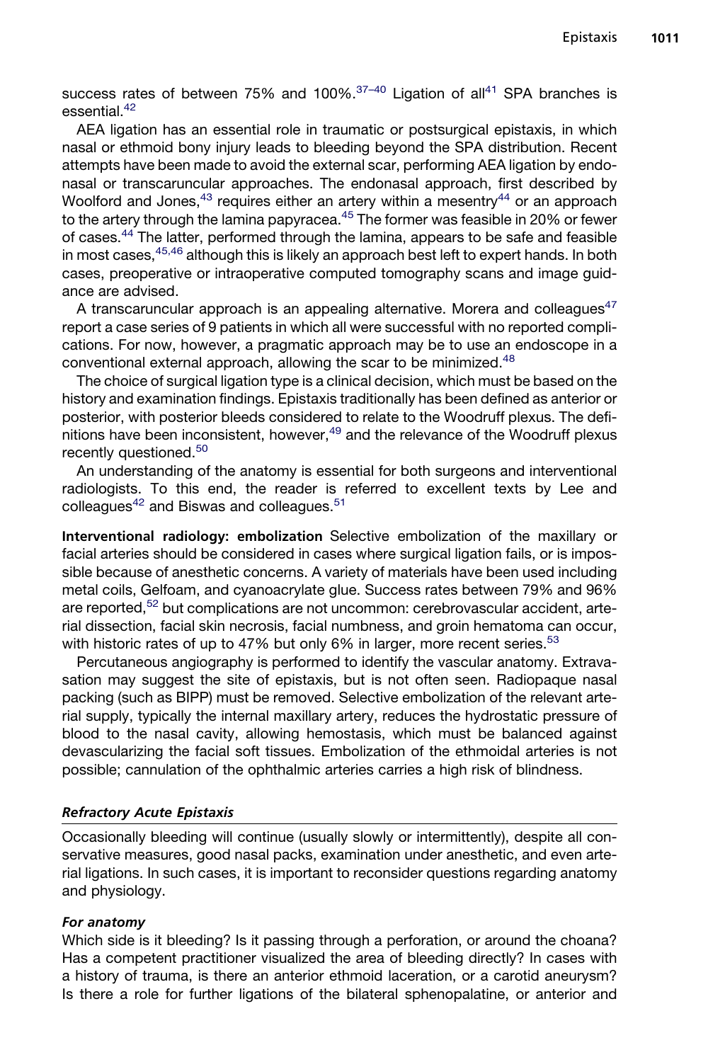success rates of between 75% and 100%.[37–40] Ligation of all[41] SPA branches is essential.[42]

AEA ligation has an essential role in traumatic or postsurgical epistaxis, in which nasal or ethmoid bony injury leads to bleeding beyond the SPA distribution. Recent attempts have been made to avoid the external scar, performing AEA ligation by endonasal or transcaruncular approaches. The endonasal approach, first described by Woolford and Jones,[43] requires either an artery within a mesentry[44] or an approach to the artery through the lamina papyracea.[45] The former was feasible in 20% or fewer of cases.[44] The latter, performed through the lamina, appears to be safe and feasible in most cases,[45,46] although this is likely an approach best left to expert hands. In both cases, preoperative or intraoperative computed tomography scans and image guidance are advised.

A transcaruncular approach is an appealing alternative. Morera and colleagues[47] report a case series of 9 patients in which all were successful with no reported complications. For now, however, a pragmatic approach may be to use an endoscope in a conventional external approach, allowing the scar to be minimized.[48]

The choice of surgical ligation type is a clinical decision, which must be based on the history and examination findings. Epistaxis traditionally has been defined as anterior or posterior, with posterior bleeds considered to relate to the Woodruff plexus. The definitions have been inconsistent, however,[49] and the relevance of the Woodruff plexus recently questioned.[50]

An understanding of the anatomy is essential for both surgeons and interventional radiologists. To this end, the reader is referred to excellent texts by Lee and colleagues[42] and Biswas and colleagues.[51]

**Interventional radiology: embolization** Selective embolization of the maxillary or facial arteries should be considered in cases where surgical ligation fails, or is impossible because of anesthetic concerns. A variety of materials have been used including metal coils, Gelfoam, and cyanoacrylate glue. Success rates between 79% and 96% are reported,[52] but complications are not uncommon: cerebrovascular accident, arterial dissection, facial skin necrosis, facial numbness, and groin hematoma can occur, with historic rates of up to 47% but only 6% in larger, more recent series.[53]

Percutaneous angiography is performed to identify the vascular anatomy. Extravasation may suggest the site of epistaxis, but is not often seen. Radiopaque nasal packing (such as BIPP) must be removed. Selective embolization of the relevant arterial supply, typically the internal maxillary artery, reduces the hydrostatic pressure of blood to the nasal cavity, allowing hemostasis, which must be balanced against devascularizing the facial soft tissues. Embolization of the ethmoidal arteries is not possible; cannulation of the ophthalmic arteries carries a high risk of blindness.

### *Refractory Acute Epistaxis*

Occasionally bleeding will continue (usually slowly or intermittently), despite all conservative measures, good nasal packs, examination under anesthetic, and even arterial ligations. In such cases, it is important to reconsider questions regarding anatomy and physiology.

#### *For anatomy*

Which side is it bleeding? Is it passing through a perforation, or around the choana? Has a competent practitioner visualized the area of bleeding directly? In cases with a history of trauma, is there an anterior ethmoid laceration, or a carotid aneurysm? Is there a role for further ligations of the bilateral sphenopalatine, or anterior and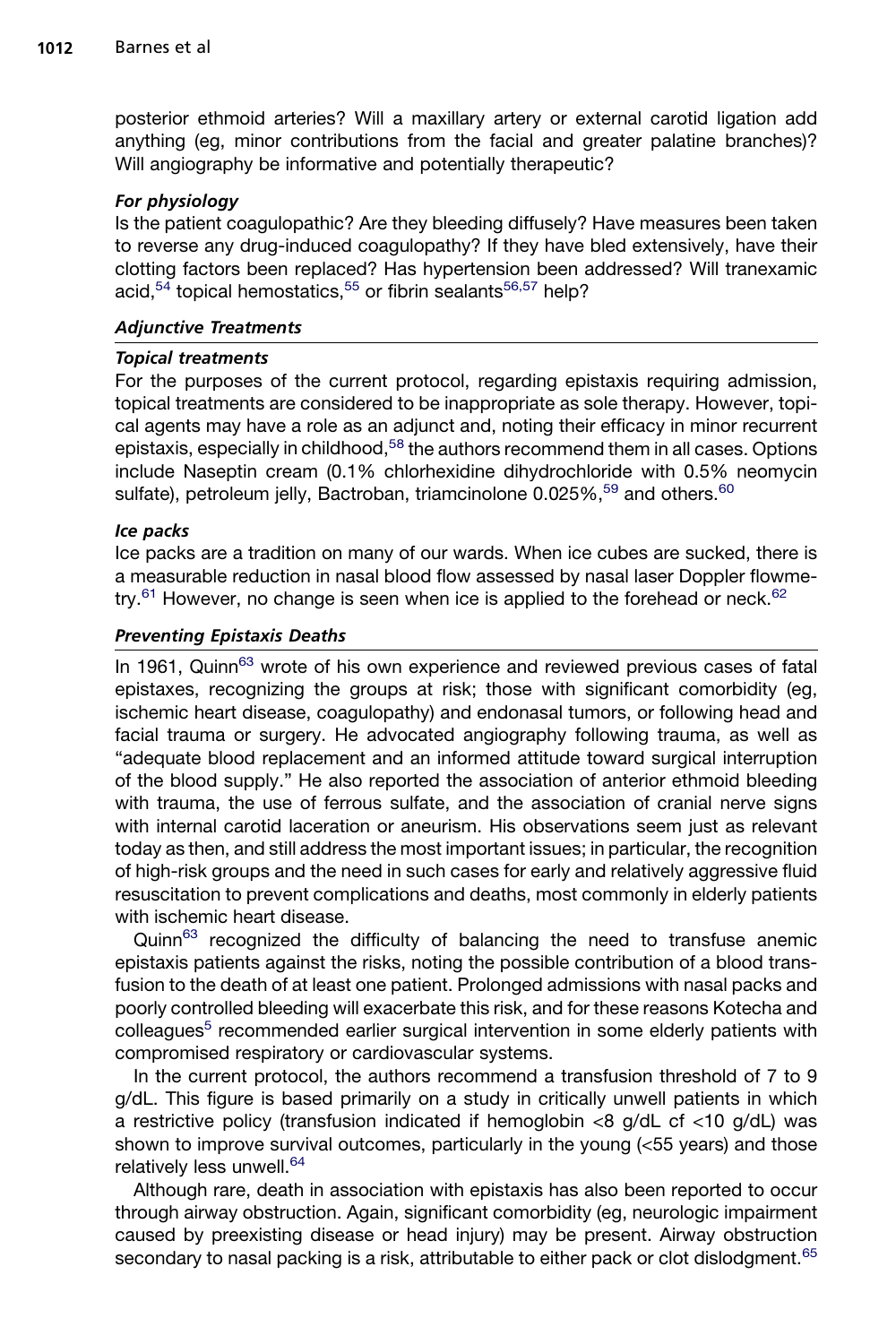posterior ethmoid arteries? Will a maxillary artery or external carotid ligation add anything (eg, minor contributions from the facial and greater palatine branches)? Will angiography be informative and potentially therapeutic?

#### *For physiology*

Is the patient coagulopathic? Are they bleeding diffusely? Have measures been taken to reverse any drug-induced coagulopathy? If they have bled extensively, have their clotting factors been replaced? Has hypertension been addressed? Will tranexamic acid,[54] topical hemostatics,[55] or fibrin sealants[56,57] help?

### *Adjunctive Treatments*

#### *Topical treatments*

For the purposes of the current protocol, regarding epistaxis requiring admission, topical treatments are considered to be inappropriate as sole therapy. However, topical agents may have a role as an adjunct and, noting their efficacy in minor recurrent epistaxis, especially in childhood,[58] the authors recommend them in all cases. Options include Naseptin cream (0.1% chlorhexidine dihydrochloride with 0.5% neomycin sulfate), petroleum jelly, Bactroban, triamcinolone 0.025%,[59] and others.[60]

#### *Ice packs*

Ice packs are a tradition on many of our wards. When ice cubes are sucked, there is a measurable reduction in nasal blood flow assessed by nasal laser Doppler flowmetry.[61] However, no change is seen when ice is applied to the forehead or neck.[62]

### *Preventing Epistaxis Deaths*

In 1961, Quinn[63] wrote of his own experience and reviewed previous cases of fatal epistaxes, recognizing the groups at risk; those with significant comorbidity (eg, ischemic heart disease, coagulopathy) and endonasal tumors, or following head and facial trauma or surgery. He advocated angiography following trauma, as well as "adequate blood replacement and an informed attitude toward surgical interruption of the blood supply." He also reported the association of anterior ethmoid bleeding with trauma, the use of ferrous sulfate, and the association of cranial nerve signs with internal carotid laceration or aneurism. His observations seem just as relevant today as then, and still address the most important issues; in particular, the recognition of high-risk groups and the need in such cases for early and relatively aggressive fluid resuscitation to prevent complications and deaths, most commonly in elderly patients with ischemic heart disease.

Quinn[63] recognized the difficulty of balancing the need to transfuse anemic epistaxis patients against the risks, noting the possible contribution of a blood transfusion to the death of at least one patient. Prolonged admissions with nasal packs and poorly controlled bleeding will exacerbate this risk, and for these reasons Kotecha and colleagues[5] recommended earlier surgical intervention in some elderly patients with compromised respiratory or cardiovascular systems.

In the current protocol, the authors recommend a transfusion threshold of 7 to 9 g/dL. This figure is based primarily on a study in critically unwell patients in which a restrictive policy (transfusion indicated if hemoglobin <8 g/dL cf <10 g/dL) was shown to improve survival outcomes, particularly in the young (<55 years) and those relatively less unwell.[64]

Although rare, death in association with epistaxis has also been reported to occur through airway obstruction. Again, significant comorbidity (eg, neurologic impairment caused by preexisting disease or head injury) may be present. Airway obstruction secondary to nasal packing is a risk, attributable to either pack or clot dislodgment.[65]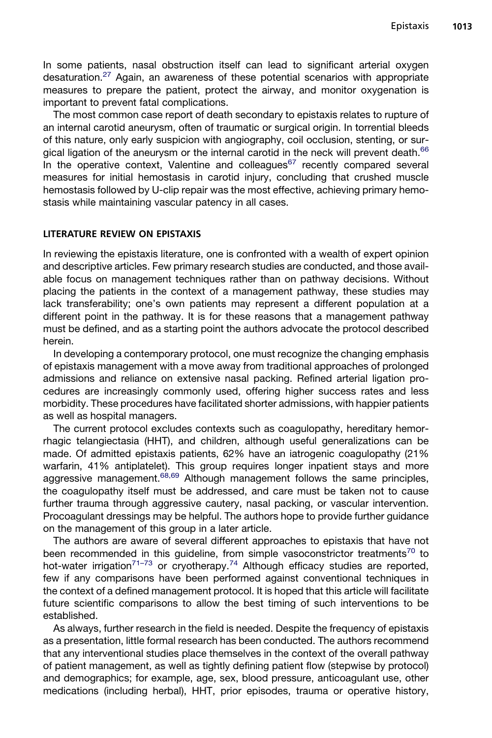In some patients, nasal obstruction itself can lead to significant arterial oxygen desaturation.[27] Again, an awareness of these potential scenarios with appropriate measures to prepare the patient, protect the airway, and monitor oxygenation is important to prevent fatal complications.

The most common case report of death secondary to epistaxis relates to rupture of an internal carotid aneurysm, often of traumatic or surgical origin. In torrential bleeds of this nature, only early suspicion with angiography, coil occlusion, stenting, or surgical ligation of the aneurysm or the internal carotid in the neck will prevent death.[66] In the operative context, Valentine and colleagues[67] recently compared several measures for initial hemostasis in carotid injury, concluding that crushed muscle hemostasis followed by U-clip repair was the most effective, achieving primary hemostasis while maintaining vascular patency in all cases.

## LITERATURE REVIEW ON EPISTAXIS

In reviewing the epistaxis literature, one is confronted with a wealth of expert opinion and descriptive articles. Few primary research studies are conducted, and those available focus on management techniques rather than on pathway decisions. Without placing the patients in the context of a management pathway, these studies may lack transferability; one's own patients may represent a different population at a different point in the pathway. It is for these reasons that a management pathway must be defined, and as a starting point the authors advocate the protocol described herein.

In developing a contemporary protocol, one must recognize the changing emphasis of epistaxis management with a move away from traditional approaches of prolonged admissions and reliance on extensive nasal packing. Refined arterial ligation procedures are increasingly commonly used, offering higher success rates and less morbidity. These procedures have facilitated shorter admissions, with happier patients as well as hospital managers.

The current protocol excludes contexts such as coagulopathy, hereditary hemorrhagic telangiectasia (HHT), and children, although useful generalizations can be made. Of admitted epistaxis patients, 62% have an iatrogenic coagulopathy (21% warfarin, 41% antiplatelet). This group requires longer inpatient stays and more aggressive management.[68,69] Although management follows the same principles, the coagulopathy itself must be addressed, and care must be taken not to cause further trauma through aggressive cautery, nasal packing, or vascular intervention. Procoagulant dressings may be helpful. The authors hope to provide further guidance on the management of this group in a later article.

The authors are aware of several different approaches to epistaxis that have not been recommended in this guideline, from simple vasoconstrictor treatments[70] to hot-water irrigation[71–73] or cryotherapy.[74] Although efficacy studies are reported, few if any comparisons have been performed against conventional techniques in the context of a defined management protocol. It is hoped that this article will facilitate future scientific comparisons to allow the best timing of such interventions to be established.

As always, further research in the field is needed. Despite the frequency of epistaxis as a presentation, little formal research has been conducted. The authors recommend that any interventional studies place themselves in the context of the overall pathway of patient management, as well as tightly defining patient flow (stepwise by protocol) and demographics; for example, age, sex, blood pressure, anticoagulant use, other medications (including herbal), HHT, prior episodes, trauma or operative history,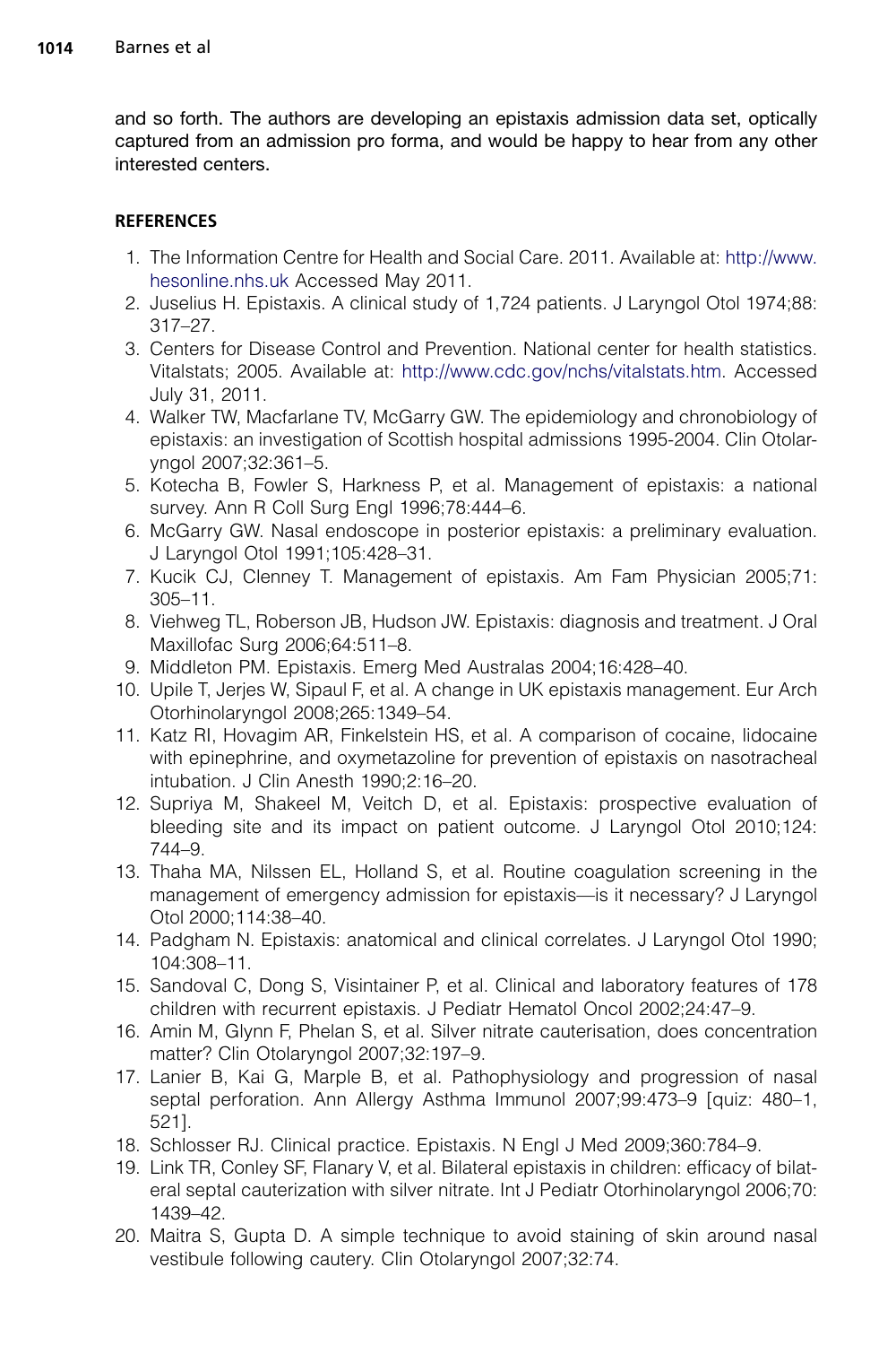and so forth. The authors are developing an epistaxis admission data set, optically captured from an admission pro forma, and would be happy to hear from any other interested centers.

## REFERENCES

1. The Information Centre for Health and Social Care. 2011. Available at: http://www.hesonline.nhs.uk Accessed May 2011.
2. Juselius H. Epistaxis. A clinical study of 1,724 patients. J Laryngol Otol 1974;88:317–27.
3. Centers for Disease Control and Prevention. National center for health statistics. Vitalstats; 2005. Available at: http://www.cdc.gov/nchs/vitalstats.htm. Accessed July 31, 2011.
4. Walker TW, Macfarlane TV, McGarry GW. The epidemiology and chronobiology of epistaxis: an investigation of Scottish hospital admissions 1995-2004. Clin Otolaryngol 2007;32:361–5.
5. Kotecha B, Fowler S, Harkness P, et al. Management of epistaxis: a national survey. Ann R Coll Surg Engl 1996;78:444–6.
6. McGarry GW. Nasal endoscope in posterior epistaxis: a preliminary evaluation. J Laryngol Otol 1991;105:428–31.
7. Kucik CJ, Clenney T. Management of epistaxis. Am Fam Physician 2005;71:305–11.
8. Viehweg TL, Roberson JB, Hudson JW. Epistaxis: diagnosis and treatment. J Oral Maxillofac Surg 2006;64:511–8.
9. Middleton PM. Epistaxis. Emerg Med Australas 2004;16:428–40.
10. Upile T, Jerjes W, Sipaul F, et al. A change in UK epistaxis management. Eur Arch Otorhinolaryngol 2008;265:1349–54.
11. Katz RI, Hovagim AR, Finkelstein HS, et al. A comparison of cocaine, lidocaine with epinephrine, and oxymetazoline for prevention of epistaxis on nasotracheal intubation. J Clin Anesth 1990;2:16–20.
12. Supriya M, Shakeel M, Veitch D, et al. Epistaxis: prospective evaluation of bleeding site and its impact on patient outcome. J Laryngol Otol 2010;124:744–9.
13. Thaha MA, Nilssen EL, Holland S, et al. Routine coagulation screening in the management of emergency admission for epistaxis—is it necessary? J Laryngol Otol 2000;114:38–40.
14. Padgham N. Epistaxis: anatomical and clinical correlates. J Laryngol Otol 1990;104:308–11.
15. Sandoval C, Dong S, Visintainer P, et al. Clinical and laboratory features of 178 children with recurrent epistaxis. J Pediatr Hematol Oncol 2002;24:47–9.
16. Amin M, Glynn F, Phelan S, et al. Silver nitrate cauterisation, does concentration matter? Clin Otolaryngol 2007;32:197–9.
17. Lanier B, Kai G, Marple B, et al. Pathophysiology and progression of nasal septal perforation. Ann Allergy Asthma Immunol 2007;99:473–9 [quiz: 480–1, 521].
18. Schlosser RJ. Clinical practice. Epistaxis. N Engl J Med 2009;360:784–9.
19. Link TR, Conley SF, Flanary V, et al. Bilateral epistaxis in children: efficacy of bilateral septal cauterization with silver nitrate. Int J Pediatr Otorhinolaryngol 2006;70:1439–42.
20. Maitra S, Gupta D. A simple technique to avoid staining of skin around nasal vestibule following cautery. Clin Otolaryngol 2007;32:74.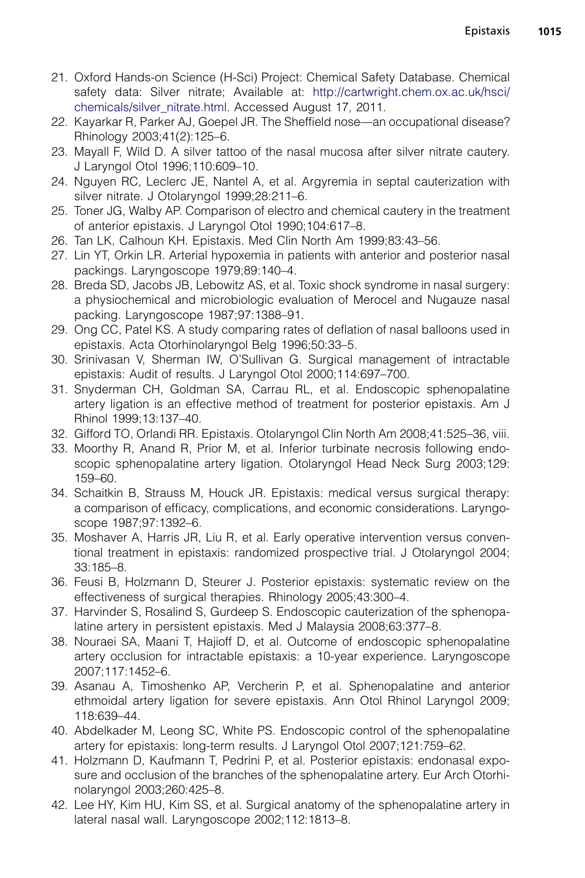21. Oxford Hands-on Science (H-Sci) Project: Chemical Safety Database. Chemical safety data: Silver nitrate; Available at: http://cartwright.chem.ox.ac.uk/hsci/chemicals/silver_nitrate.html. Accessed August 17, 2011.
22. Kayarkar R, Parker AJ, Goepel JR. The Sheffield nose—an occupational disease? Rhinology 2003;41(2):125–6.
23. Mayall F, Wild D. A silver tattoo of the nasal mucosa after silver nitrate cautery. J Laryngol Otol 1996;110:609–10.
24. Nguyen RC, Leclerc JE, Nantel A, et al. Argyremia in septal cauterization with silver nitrate. J Otolaryngol 1999;28:211–6.
25. Toner JG, Walby AP. Comparison of electro and chemical cautery in the treatment of anterior epistaxis. J Laryngol Otol 1990;104:617–8.
26. Tan LK, Calhoun KH. Epistaxis. Med Clin North Am 1999;83:43–56.
27. Lin YT, Orkin LR. Arterial hypoxemia in patients with anterior and posterior nasal packings. Laryngoscope 1979;89:140–4.
28. Breda SD, Jacobs JB, Lebowitz AS, et al. Toxic shock syndrome in nasal surgery: a physiochemical and microbiologic evaluation of Merocel and Nugauze nasal packing. Laryngoscope 1987;97:1388–91.
29. Ong CC, Patel KS. A study comparing rates of deflation of nasal balloons used in epistaxis. Acta Otorhinolaryngol Belg 1996;50:33–5.
30. Srinivasan V, Sherman IW, O'Sullivan G. Surgical management of intractable epistaxis: Audit of results. J Laryngol Otol 2000;114:697–700.
31. Snyderman CH, Goldman SA, Carrau RL, et al. Endoscopic sphenopalatine artery ligation is an effective method of treatment for posterior epistaxis. Am J Rhinol 1999;13:137–40.
32. Gifford TO, Orlandi RR. Epistaxis. Otolaryngol Clin North Am 2008;41:525–36, viii.
33. Moorthy R, Anand R, Prior M, et al. Inferior turbinate necrosis following endoscopic sphenopalatine artery ligation. Otolaryngol Head Neck Surg 2003;129:159–60.
34. Schaitkin B, Strauss M, Houck JR. Epistaxis: medical versus surgical therapy: a comparison of efficacy, complications, and economic considerations. Laryngoscope 1987;97:1392–6.
35. Moshaver A, Harris JR, Liu R, et al. Early operative intervention versus conventional treatment in epistaxis: randomized prospective trial. J Otolaryngol 2004;33:185–8.
36. Feusi B, Holzmann D, Steurer J. Posterior epistaxis: systematic review on the effectiveness of surgical therapies. Rhinology 2005;43:300–4.
37. Harvinder S, Rosalind S, Gurdeep S. Endoscopic cauterization of the sphenopalatine artery in persistent epistaxis. Med J Malaysia 2008;63:377–8.
38. Nouraei SA, Maani T, Hajioff D, et al. Outcome of endoscopic sphenopalatine artery occlusion for intractable epistaxis: a 10-year experience. Laryngoscope 2007;117:1452–6.
39. Asanau A, Timoshenko AP, Vercherin P, et al. Sphenopalatine and anterior ethmoidal artery ligation for severe epistaxis. Ann Otol Rhinol Laryngol 2009;118:639–44.
40. Abdelkader M, Leong SC, White PS. Endoscopic control of the sphenopalatine artery for epistaxis: long-term results. J Laryngol Otol 2007;121:759–62.
41. Holzmann D, Kaufmann T, Pedrini P, et al. Posterior epistaxis: endonasal exposure and occlusion of the branches of the sphenopalatine artery. Eur Arch Otorhinolaryngol 2003;260:425–8.
42. Lee HY, Kim HU, Kim SS, et al. Surgical anatomy of the sphenopalatine artery in lateral nasal wall. Laryngoscope 2002;112:1813–8.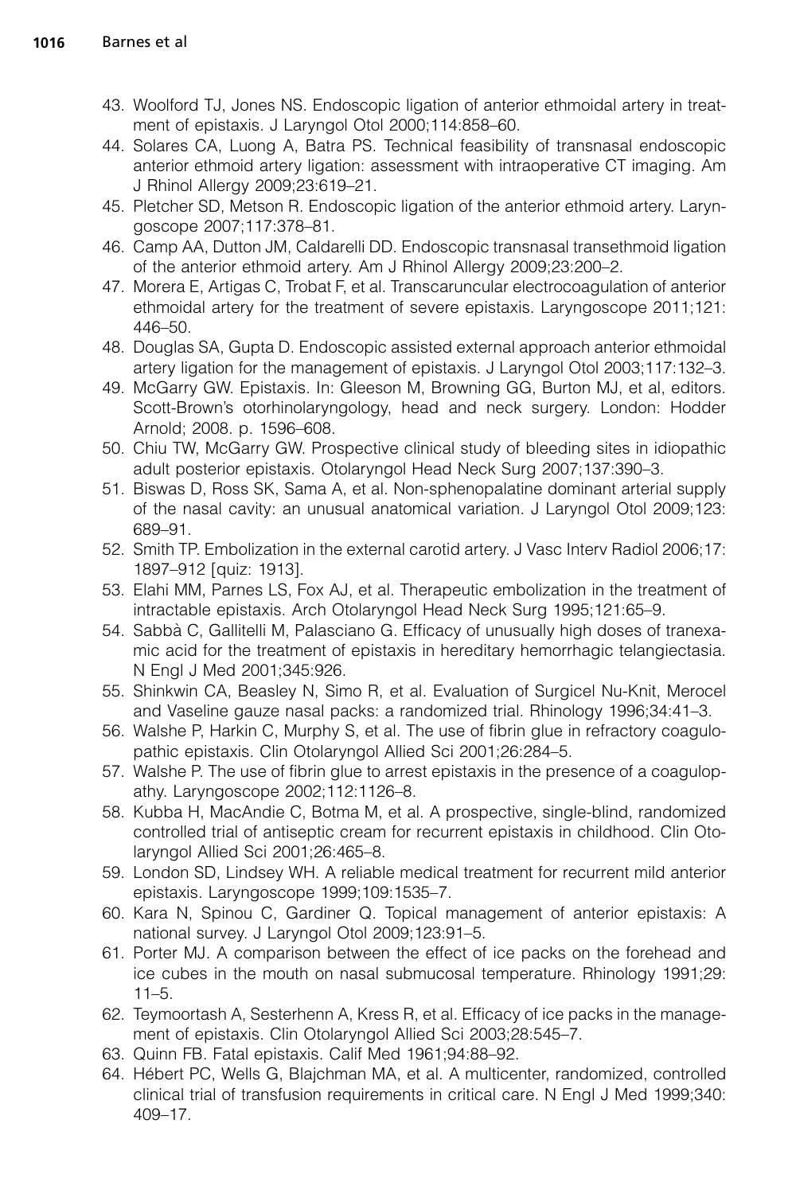43. Woolford TJ, Jones NS. Endoscopic ligation of anterior ethmoidal artery in treatment of epistaxis. J Laryngol Otol 2000;114:858–60.
44. Solares CA, Luong A, Batra PS. Technical feasibility of transnasal endoscopic anterior ethmoid artery ligation: assessment with intraoperative CT imaging. Am J Rhinol Allergy 2009;23:619–21.
45. Pletcher SD, Metson R. Endoscopic ligation of the anterior ethmoid artery. Laryngoscope 2007;117:378–81.
46. Camp AA, Dutton JM, Caldarelli DD. Endoscopic transnasal transethmoid ligation of the anterior ethmoid artery. Am J Rhinol Allergy 2009;23:200–2.
47. Morera E, Artigas C, Trobat F, et al. Transcaruncular electrocoagulation of anterior ethmoidal artery for the treatment of severe epistaxis. Laryngoscope 2011;121:446–50.
48. Douglas SA, Gupta D. Endoscopic assisted external approach anterior ethmoidal artery ligation for the management of epistaxis. J Laryngol Otol 2003;117:132–3.
49. McGarry GW. Epistaxis. In: Gleeson M, Browning GG, Burton MJ, et al, editors. Scott-Brown's otorhinolaryngology, head and neck surgery. London: Hodder Arnold; 2008. p. 1596–608.
50. Chiu TW, McGarry GW. Prospective clinical study of bleeding sites in idiopathic adult posterior epistaxis. Otolaryngol Head Neck Surg 2007;137:390–3.
51. Biswas D, Ross SK, Sama A, et al. Non-sphenopalatine dominant arterial supply of the nasal cavity: an unusual anatomical variation. J Laryngol Otol 2009;123:689–91.
52. Smith TP. Embolization in the external carotid artery. J Vasc Interv Radiol 2006;17:1897–912 [quiz: 1913].
53. Elahi MM, Parnes LS, Fox AJ, et al. Therapeutic embolization in the treatment of intractable epistaxis. Arch Otolaryngol Head Neck Surg 1995;121:65–9.
54. Sabbà C, Gallitelli M, Palasciano G. Efficacy of unusually high doses of tranexamic acid for the treatment of epistaxis in hereditary hemorrhagic telangiectasia. N Engl J Med 2001;345:926.
55. Shinkwin CA, Beasley N, Simo R, et al. Evaluation of Surgicel Nu-Knit, Merocel and Vaseline gauze nasal packs: a randomized trial. Rhinology 1996;34:41–3.
56. Walshe P, Harkin C, Murphy S, et al. The use of fibrin glue in refractory coagulopathic epistaxis. Clin Otolaryngol Allied Sci 2001;26:284–5.
57. Walshe P. The use of fibrin glue to arrest epistaxis in the presence of a coagulopathy. Laryngoscope 2002;112:1126–8.
58. Kubba H, MacAndie C, Botma M, et al. A prospective, single-blind, randomized controlled trial of antiseptic cream for recurrent epistaxis in childhood. Clin Otolaryngol Allied Sci 2001;26:465–8.
59. London SD, Lindsey WH. A reliable medical treatment for recurrent mild anterior epistaxis. Laryngoscope 1999;109:1535–7.
60. Kara N, Spinou C, Gardiner Q. Topical management of anterior epistaxis: A national survey. J Laryngol Otol 2009;123:91–5.
61. Porter MJ. A comparison between the effect of ice packs on the forehead and ice cubes in the mouth on nasal submucosal temperature. Rhinology 1991;29:11–5.
62. Teymoortash A, Sesterhenn A, Kress R, et al. Efficacy of ice packs in the management of epistaxis. Clin Otolaryngol Allied Sci 2003;28:545–7.
63. Quinn FB. Fatal epistaxis. Calif Med 1961;94:88–92.
64. Hébert PC, Wells G, Blajchman MA, et al. A multicenter, randomized, controlled clinical trial of transfusion requirements in critical care. N Engl J Med 1999;340:409–17.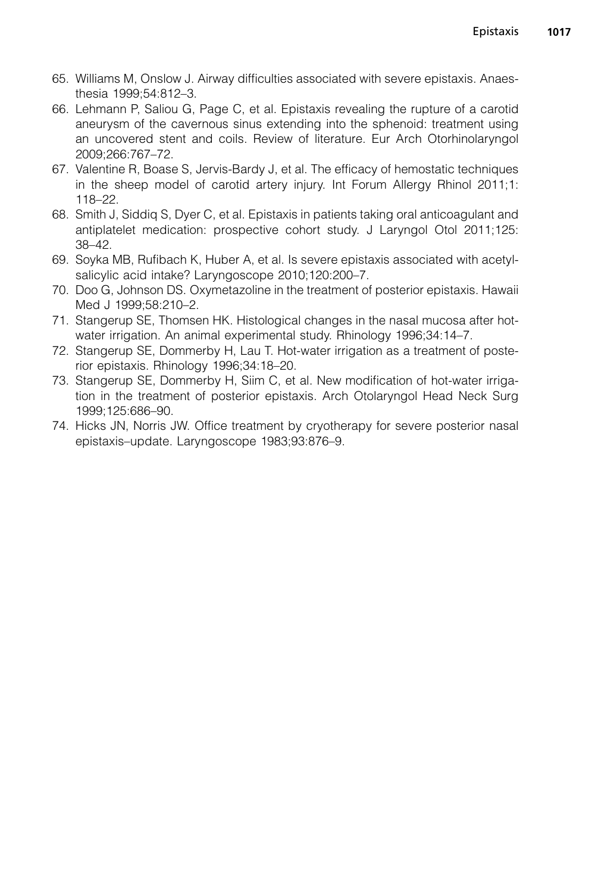65. Williams M, Onslow J. Airway difficulties associated with severe epistaxis. Anaesthesia 1999;54:812–3.
66. Lehmann P, Saliou G, Page C, et al. Epistaxis revealing the rupture of a carotid aneurysm of the cavernous sinus extending into the sphenoid: treatment using an uncovered stent and coils. Review of literature. Eur Arch Otorhinolaryngol 2009;266:767–72.
67. Valentine R, Boase S, Jervis-Bardy J, et al. The efficacy of hemostatic techniques in the sheep model of carotid artery injury. Int Forum Allergy Rhinol 2011;1: 118–22.
68. Smith J, Siddiq S, Dyer C, et al. Epistaxis in patients taking oral anticoagulant and antiplatelet medication: prospective cohort study. J Laryngol Otol 2011;125: 38–42.
69. Soyka MB, Rufibach K, Huber A, et al. Is severe epistaxis associated with acetylsalicylic acid intake? Laryngoscope 2010;120:200–7.
70. Doo G, Johnson DS. Oxymetazoline in the treatment of posterior epistaxis. Hawaii Med J 1999;58:210–2.
71. Stangerup SE, Thomsen HK. Histological changes in the nasal mucosa after hot-water irrigation. An animal experimental study. Rhinology 1996;34:14–7.
72. Stangerup SE, Dommerby H, Lau T. Hot-water irrigation as a treatment of posterior epistaxis. Rhinology 1996;34:18–20.
73. Stangerup SE, Dommerby H, Siim C, et al. New modification of hot-water irrigation in the treatment of posterior epistaxis. Arch Otolaryngol Head Neck Surg 1999;125:686–90.
74. Hicks JN, Norris JW. Office treatment by cryotherapy for severe posterior nasal epistaxis–update. Laryngoscope 1983;93:876–9.